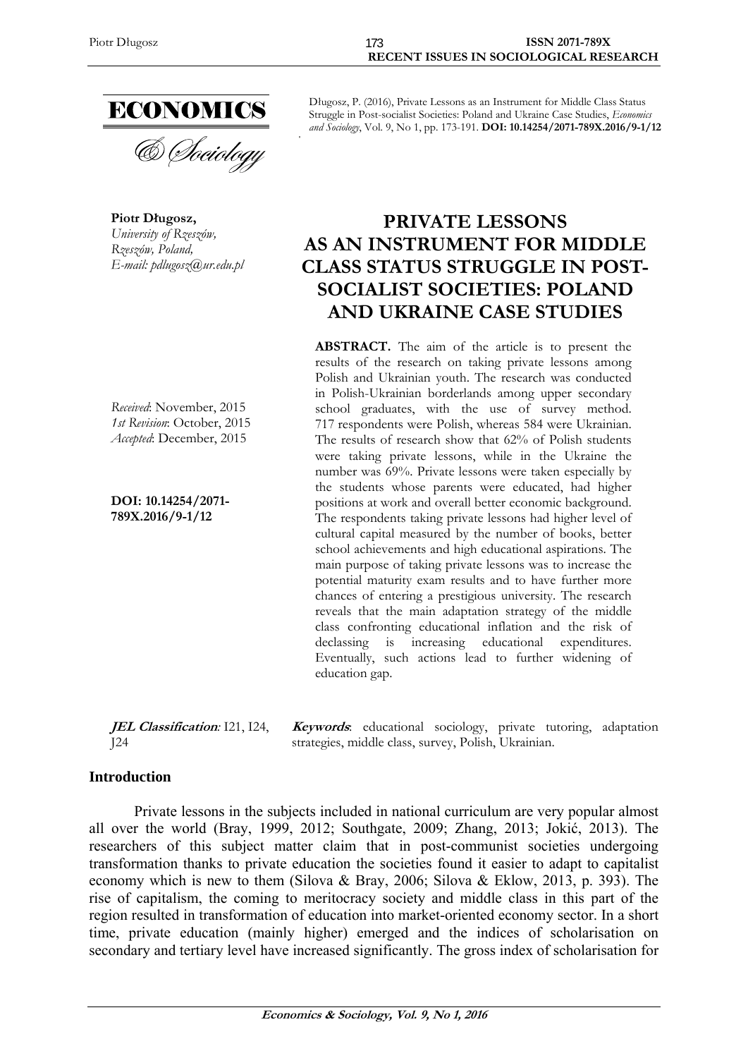ECONOMICS

& Sociology

Długosz, P. (2016), Private Lessons as an Instrument for Middle Class Status Struggle in Post-socialist Societies: Poland and Ukraine Case Studies, *Economics and Sociology*, Vol. 9, No 1, pp. 173-191. **DOI: 10.14254/2071-789X.2016/9-1/12**

**Piotr Długosz,**
*University of Rzeszów,*
*Rzeszów, Poland,*
*E-mail: pdlugosz@ur.edu.pl*

# PRIVATE LESSONS AS AN INSTRUMENT FOR MIDDLE CLASS STATUS STRUGGLE IN POST-SOCIALIST SOCIETIES: POLAND AND UKRAINE CASE STUDIES

*Received*: November, 2015
*1st Revision*: October, 2015
*Accepted*: December, 2015

**DOI: 10.14254/2071-789X.2016/9-1/12**

**ABSTRACT.** The aim of the article is to present the results of the research on taking private lessons among Polish and Ukrainian youth. The research was conducted in Polish-Ukrainian borderlands among upper secondary school graduates, with the use of survey method. 717 respondents were Polish, whereas 584 were Ukrainian. The results of research show that 62% of Polish students were taking private lessons, while in the Ukraine the number was 69%. Private lessons were taken especially by the students whose parents were educated, had higher positions at work and overall better economic background. The respondents taking private lessons had higher level of cultural capital measured by the number of books, better school achievements and high educational aspirations. The main purpose of taking private lessons was to increase the potential maturity exam results and to have further more chances of entering a prestigious university. The research reveals that the main adaptation strategy of the middle class confronting educational inflation and the risk of declassing is increasing educational expenditures. Eventually, such actions lead to further widening of education gap.

***JEL Classification:*** I21, I24, J24

***Keywords***: educational sociology, private tutoring, adaptation strategies, middle class, survey, Polish, Ukrainian.

## Introduction

Private lessons in the subjects included in national curriculum are very popular almost all over the world (Bray, 1999, 2012; Southgate, 2009; Zhang, 2013; Jokić, 2013). The researchers of this subject matter claim that in post-communist societies undergoing transformation thanks to private education the societies found it easier to adapt to capitalist economy which is new to them (Silova & Bray, 2006; Silova & Eklow, 2013, p. 393). The rise of capitalism, the coming to meritocracy society and middle class in this part of the region resulted in transformation of education into market-oriented economy sector. In a short time, private education (mainly higher) emerged and the indices of scholarisation on secondary and tertiary level have increased significantly. The gross index of scholarisation for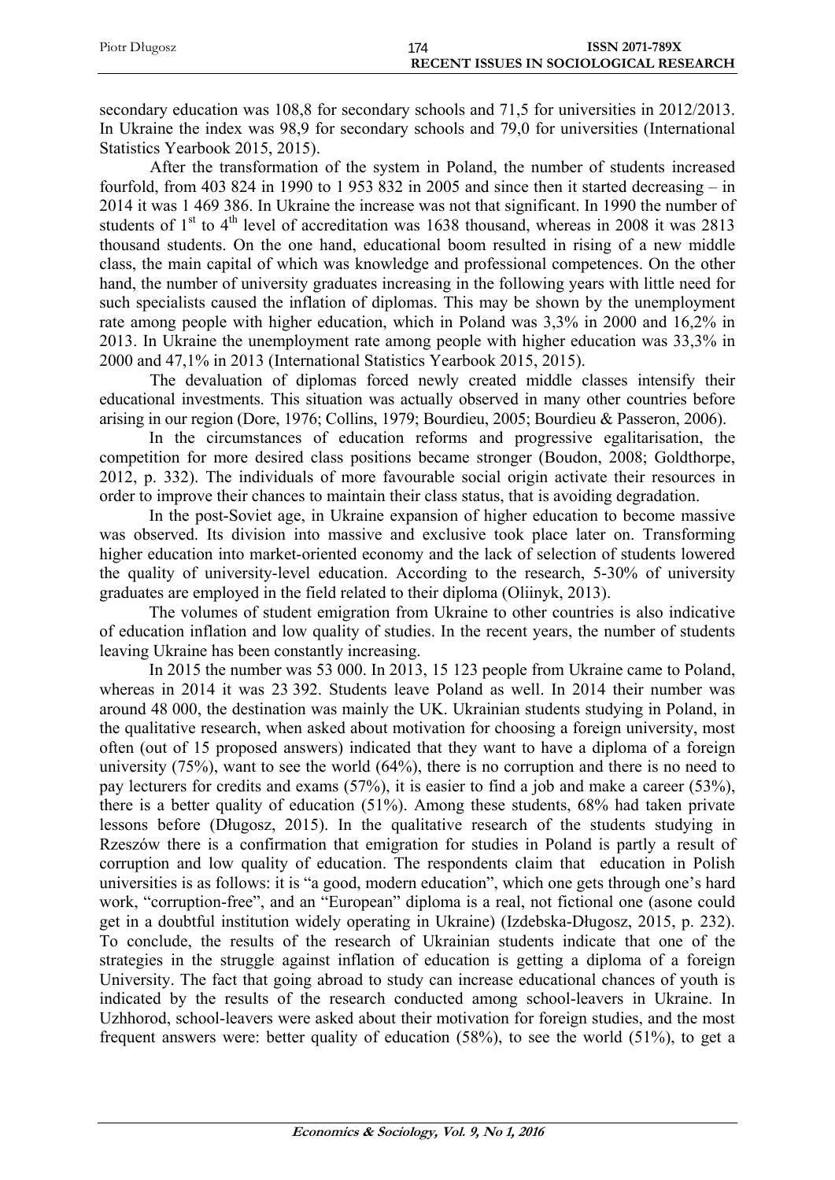secondary education was 108,8 for secondary schools and 71,5 for universities in 2012/2013. In Ukraine the index was 98,9 for secondary schools and 79,0 for universities (International Statistics Yearbook 2015, 2015).

After the transformation of the system in Poland, the number of students increased fourfold, from 403 824 in 1990 to 1 953 832 in 2005 and since then it started decreasing – in 2014 it was 1 469 386. In Ukraine the increase was not that significant. In 1990 the number of students of 1st to 4th level of accreditation was 1638 thousand, whereas in 2008 it was 2813 thousand students. On the one hand, educational boom resulted in rising of a new middle class, the main capital of which was knowledge and professional competences. On the other hand, the number of university graduates increasing in the following years with little need for such specialists caused the inflation of diplomas. This may be shown by the unemployment rate among people with higher education, which in Poland was 3,3% in 2000 and 16,2% in 2013. In Ukraine the unemployment rate among people with higher education was 33,3% in 2000 and 47,1% in 2013 (International Statistics Yearbook 2015, 2015).

The devaluation of diplomas forced newly created middle classes intensify their educational investments. This situation was actually observed in many other countries before arising in our region (Dore, 1976; Collins, 1979; Bourdieu, 2005; Bourdieu & Passeron, 2006).

In the circumstances of education reforms and progressive egalitarisation, the competition for more desired class positions became stronger (Boudon, 2008; Goldthorpe, 2012, p. 332). The individuals of more favourable social origin activate their resources in order to improve their chances to maintain their class status, that is avoiding degradation.

In the post-Soviet age, in Ukraine expansion of higher education to become massive was observed. Its division into massive and exclusive took place later on. Transforming higher education into market-oriented economy and the lack of selection of students lowered the quality of university-level education. According to the research, 5-30% of university graduates are employed in the field related to their diploma (Oliinyk, 2013).

The volumes of student emigration from Ukraine to other countries is also indicative of education inflation and low quality of studies. In the recent years, the number of students leaving Ukraine has been constantly increasing.

In 2015 the number was 53 000. In 2013, 15 123 people from Ukraine came to Poland, whereas in 2014 it was 23 392. Students leave Poland as well. In 2014 their number was around 48 000, the destination was mainly the UK. Ukrainian students studying in Poland, in the qualitative research, when asked about motivation for choosing a foreign university, most often (out of 15 proposed answers) indicated that they want to have a diploma of a foreign university (75%), want to see the world (64%), there is no corruption and there is no need to pay lecturers for credits and exams (57%), it is easier to find a job and make a career (53%), there is a better quality of education (51%). Among these students, 68% had taken private lessons before (Długosz, 2015). In the qualitative research of the students studying in Rzeszów there is a confirmation that emigration for studies in Poland is partly a result of corruption and low quality of education. The respondents claim that education in Polish universities is as follows: it is "a good, modern education", which one gets through one's hard work, "corruption-free", and an "European" diploma is a real, not fictional one (asone could get in a doubtful institution widely operating in Ukraine) (Izdebska-Długosz, 2015, p. 232). To conclude, the results of the research of Ukrainian students indicate that one of the strategies in the struggle against inflation of education is getting a diploma of a foreign University. The fact that going abroad to study can increase educational chances of youth is indicated by the results of the research conducted among school-leavers in Ukraine. In Uzhhorod, school-leavers were asked about their motivation for foreign studies, and the most frequent answers were: better quality of education (58%), to see the world (51%), to get a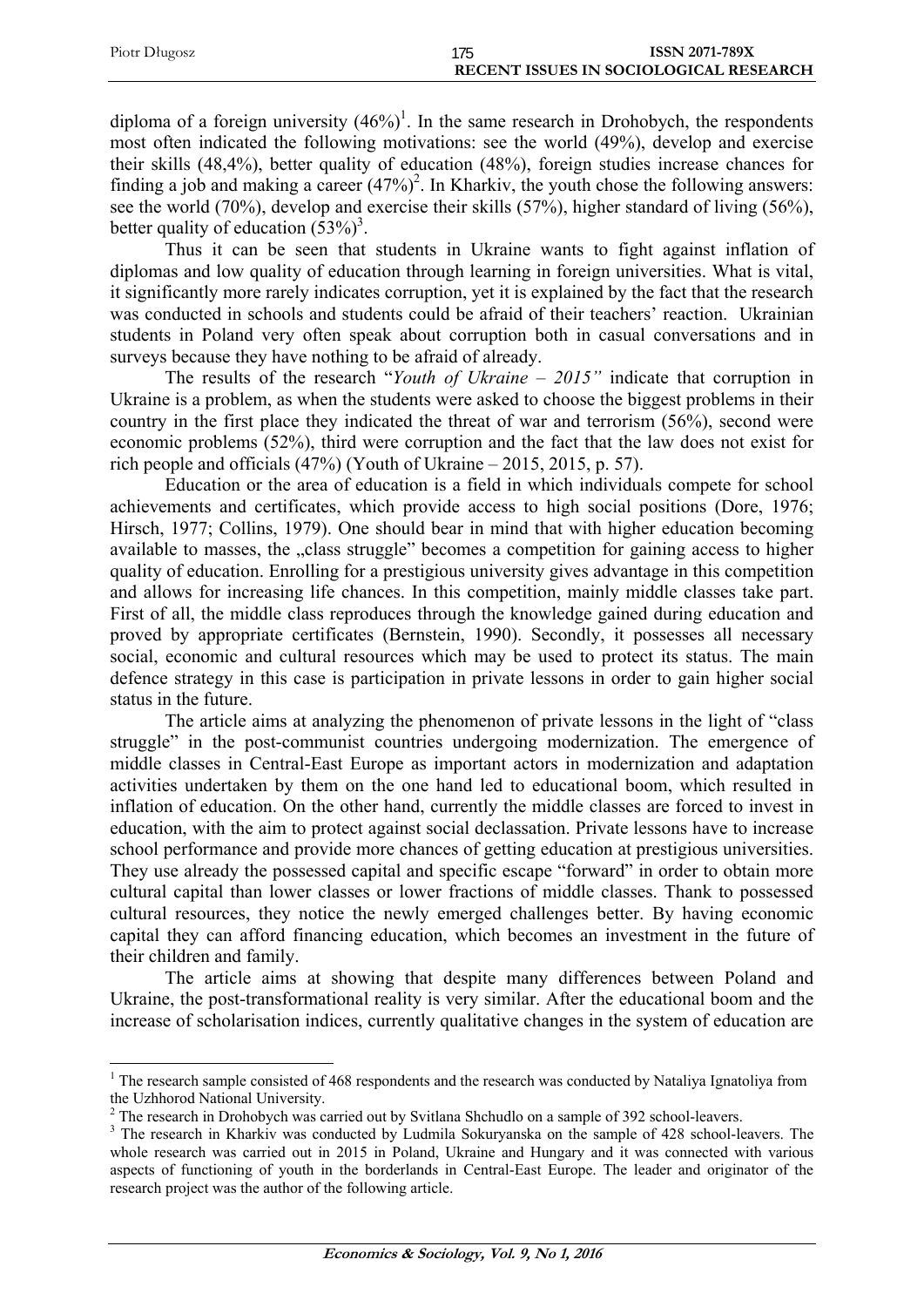diploma of a foreign university (46%)[1]. In the same research in Drohobych, the respondents most often indicated the following motivations: see the world (49%), develop and exercise their skills (48,4%), better quality of education (48%), foreign studies increase chances for finding a job and making a career (47%)[2]. In Kharkiv, the youth chose the following answers: see the world (70%), develop and exercise their skills (57%), higher standard of living (56%), better quality of education (53%)[3].

Thus it can be seen that students in Ukraine wants to fight against inflation of diplomas and low quality of education through learning in foreign universities. What is vital, it significantly more rarely indicates corruption, yet it is explained by the fact that the research was conducted in schools and students could be afraid of their teachers' reaction. Ukrainian students in Poland very often speak about corruption both in casual conversations and in surveys because they have nothing to be afraid of already.

The results of the research "*Youth of Ukraine – 2015"* indicate that corruption in Ukraine is a problem, as when the students were asked to choose the biggest problems in their country in the first place they indicated the threat of war and terrorism (56%), second were economic problems (52%), third were corruption and the fact that the law does not exist for rich people and officials (47%) (Youth of Ukraine – 2015, 2015, p. 57).

Education or the area of education is a field in which individuals compete for school achievements and certificates, which provide access to high social positions (Dore, 1976; Hirsch, 1977; Collins, 1979). One should bear in mind that with higher education becoming available to masses, the „class struggle" becomes a competition for gaining access to higher quality of education. Enrolling for a prestigious university gives advantage in this competition and allows for increasing life chances. In this competition, mainly middle classes take part. First of all, the middle class reproduces through the knowledge gained during education and proved by appropriate certificates (Bernstein, 1990). Secondly, it possesses all necessary social, economic and cultural resources which may be used to protect its status. The main defence strategy in this case is participation in private lessons in order to gain higher social status in the future.

The article aims at analyzing the phenomenon of private lessons in the light of "class struggle" in the post-communist countries undergoing modernization. The emergence of middle classes in Central-East Europe as important actors in modernization and adaptation activities undertaken by them on the one hand led to educational boom, which resulted in inflation of education. On the other hand, currently the middle classes are forced to invest in education, with the aim to protect against social declassation. Private lessons have to increase school performance and provide more chances of getting education at prestigious universities. They use already the possessed capital and specific escape "forward" in order to obtain more cultural capital than lower classes or lower fractions of middle classes. Thank to possessed cultural resources, they notice the newly emerged challenges better. By having economic capital they can afford financing education, which becomes an investment in the future of their children and family.

The article aims at showing that despite many differences between Poland and Ukraine, the post-transformational reality is very similar. After the educational boom and the increase of scholarisation indices, currently qualitative changes in the system of education are

---

[1] The research sample consisted of 468 respondents and the research was conducted by Nataliya Ignatoliya from the Uzhhorod National University.

[2] The research in Drohobych was carried out by Svitlana Shchudlo on a sample of 392 school-leavers.

[3] The research in Kharkiv was conducted by Ludmila Sokuryanska on the sample of 428 school-leavers. The whole research was carried out in 2015 in Poland, Ukraine and Hungary and it was connected with various aspects of functioning of youth in the borderlands in Central-East Europe. The leader and originator of the research project was the author of the following article.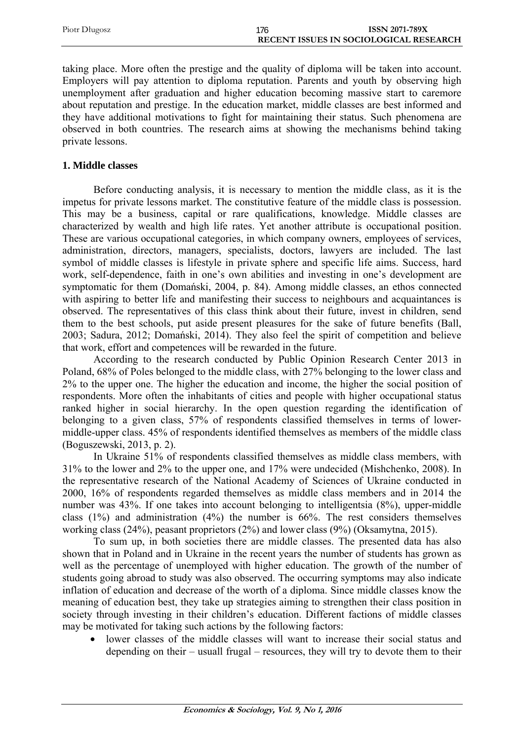taking place. More often the prestige and the quality of diploma will be taken into account. Employers will pay attention to diploma reputation. Parents and youth by observing high unemployment after graduation and higher education becoming massive start to caremore about reputation and prestige. In the education market, middle classes are best informed and they have additional motivations to fight for maintaining their status. Such phenomena are observed in both countries. The research aims at showing the mechanisms behind taking private lessons.

## 1. Middle classes

Before conducting analysis, it is necessary to mention the middle class, as it is the impetus for private lessons market. The constitutive feature of the middle class is possession. This may be a business, capital or rare qualifications, knowledge. Middle classes are characterized by wealth and high life rates. Yet another attribute is occupational position. These are various occupational categories, in which company owners, employees of services, administration, directors, managers, specialists, doctors, lawyers are included. The last symbol of middle classes is lifestyle in private sphere and specific life aims. Success, hard work, self-dependence, faith in one's own abilities and investing in one's development are symptomatic for them (Domański, 2004, p. 84). Among middle classes, an ethos connected with aspiring to better life and manifesting their success to neighbours and acquaintances is observed. The representatives of this class think about their future, invest in children, send them to the best schools, put aside present pleasures for the sake of future benefits (Ball, 2003; Sadura, 2012; Domański, 2014). They also feel the spirit of competition and believe that work, effort and competences will be rewarded in the future.

According to the research conducted by Public Opinion Research Center 2013 in Poland, 68% of Poles belonged to the middle class, with 27% belonging to the lower class and 2% to the upper one. The higher the education and income, the higher the social position of respondents. More often the inhabitants of cities and people with higher occupational status ranked higher in social hierarchy. In the open question regarding the identification of belonging to a given class, 57% of respondents classified themselves in terms of lower-middle-upper class. 45% of respondents identified themselves as members of the middle class (Boguszewski, 2013, p. 2).

In Ukraine 51% of respondents classified themselves as middle class members, with 31% to the lower and 2% to the upper one, and 17% were undecided (Mishchenko, 2008). In the representative research of the National Academy of Sciences of Ukraine conducted in 2000, 16% of respondents regarded themselves as middle class members and in 2014 the number was 43%. If one takes into account belonging to intelligentsia (8%), upper-middle class (1%) and administration (4%) the number is 66%. The rest considers themselves working class (24%), peasant proprietors (2%) and lower class (9%) (Oksamytna, 2015).

To sum up, in both societies there are middle classes. The presented data has also shown that in Poland and in Ukraine in the recent years the number of students has grown as well as the percentage of unemployed with higher education. The growth of the number of students going abroad to study was also observed. The occurring symptoms may also indicate inflation of education and decrease of the worth of a diploma. Since middle classes know the meaning of education best, they take up strategies aiming to strengthen their class position in society through investing in their children's education. Different factions of middle classes may be motivated for taking such actions by the following factors:

- lower classes of the middle classes will want to increase their social status and depending on their – usuall frugal – resources, they will try to devote them to their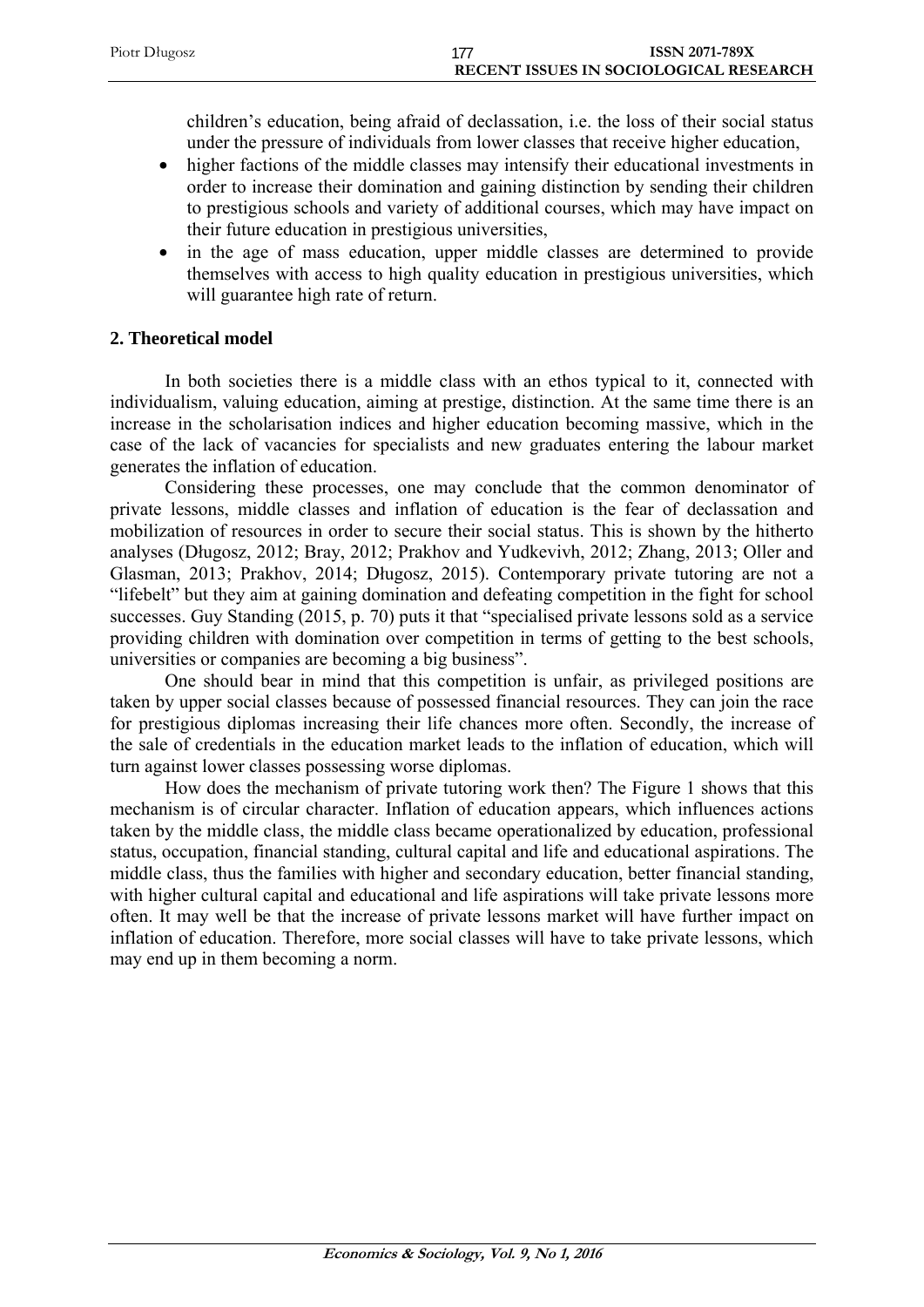children's education, being afraid of declassation, i.e. the loss of their social status under the pressure of individuals from lower classes that receive higher education,

- higher factions of the middle classes may intensify their educational investments in order to increase their domination and gaining distinction by sending their children to prestigious schools and variety of additional courses, which may have impact on their future education in prestigious universities,
- in the age of mass education, upper middle classes are determined to provide themselves with access to high quality education in prestigious universities, which will guarantee high rate of return.

## 2. Theoretical model

In both societies there is a middle class with an ethos typical to it, connected with individualism, valuing education, aiming at prestige, distinction. At the same time there is an increase in the scholarisation indices and higher education becoming massive, which in the case of the lack of vacancies for specialists and new graduates entering the labour market generates the inflation of education.

Considering these processes, one may conclude that the common denominator of private lessons, middle classes and inflation of education is the fear of declassation and mobilization of resources in order to secure their social status. This is shown by the hitherto analyses (Długosz, 2012; Bray, 2012; Prakhov and Yudkevivh, 2012; Zhang, 2013; Oller and Glasman, 2013; Prakhov, 2014; Długosz, 2015). Contemporary private tutoring are not a "lifebelt" but they aim at gaining domination and defeating competition in the fight for school successes. Guy Standing (2015, p. 70) puts it that "specialised private lessons sold as a service providing children with domination over competition in terms of getting to the best schools, universities or companies are becoming a big business".

One should bear in mind that this competition is unfair, as privileged positions are taken by upper social classes because of possessed financial resources. They can join the race for prestigious diplomas increasing their life chances more often. Secondly, the increase of the sale of credentials in the education market leads to the inflation of education, which will turn against lower classes possessing worse diplomas.

How does the mechanism of private tutoring work then? The Figure 1 shows that this mechanism is of circular character. Inflation of education appears, which influences actions taken by the middle class, the middle class became operationalized by education, professional status, occupation, financial standing, cultural capital and life and educational aspirations. The middle class, thus the families with higher and secondary education, better financial standing, with higher cultural capital and educational and life aspirations will take private lessons more often. It may well be that the increase of private lessons market will have further impact on inflation of education. Therefore, more social classes will have to take private lessons, which may end up in them becoming a norm.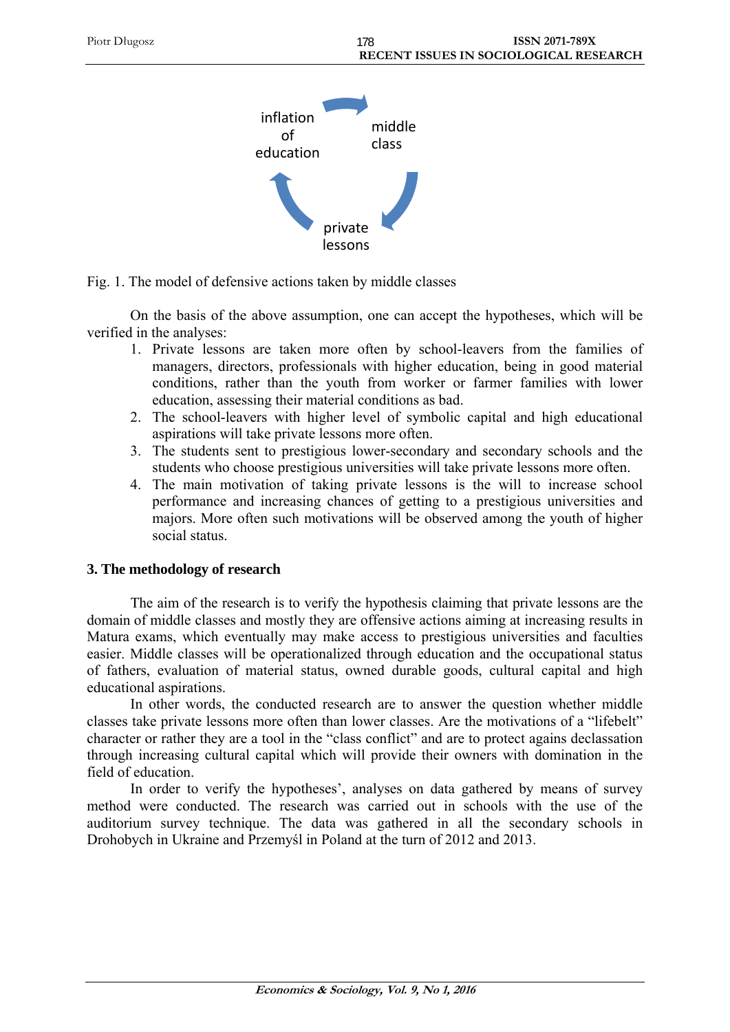inflation of education → middle class → private lessons → inflation of education

Fig. 1. The model of defensive actions taken by middle classes

On the basis of the above assumption, one can accept the hypotheses, which will be verified in the analyses:

1. Private lessons are taken more often by school-leavers from the families of managers, directors, professionals with higher education, being in good material conditions, rather than the youth from worker or farmer families with lower education, assessing their material conditions as bad.
2. The school-leavers with higher level of symbolic capital and high educational aspirations will take private lessons more often.
3. The students sent to prestigious lower-secondary and secondary schools and the students who choose prestigious universities will take private lessons more often.
4. The main motivation of taking private lessons is the will to increase school performance and increasing chances of getting to a prestigious universities and majors. More often such motivations will be observed among the youth of higher social status.

## 3. The methodology of research

The aim of the research is to verify the hypothesis claiming that private lessons are the domain of middle classes and mostly they are offensive actions aiming at increasing results in Matura exams, which eventually may make access to prestigious universities and faculties easier. Middle classes will be operationalized through education and the occupational status of fathers, evaluation of material status, owned durable goods, cultural capital and high educational aspirations.

In other words, the conducted research are to answer the question whether middle classes take private lessons more often than lower classes. Are the motivations of a "lifebelt" character or rather they are a tool in the "class conflict" and are to protect agains declassation through increasing cultural capital which will provide their owners with domination in the field of education.

In order to verify the hypotheses', analyses on data gathered by means of survey method were conducted. The research was carried out in schools with the use of the auditorium survey technique. The data was gathered in all the secondary schools in Drohobych in Ukraine and Przemyśl in Poland at the turn of 2012 and 2013.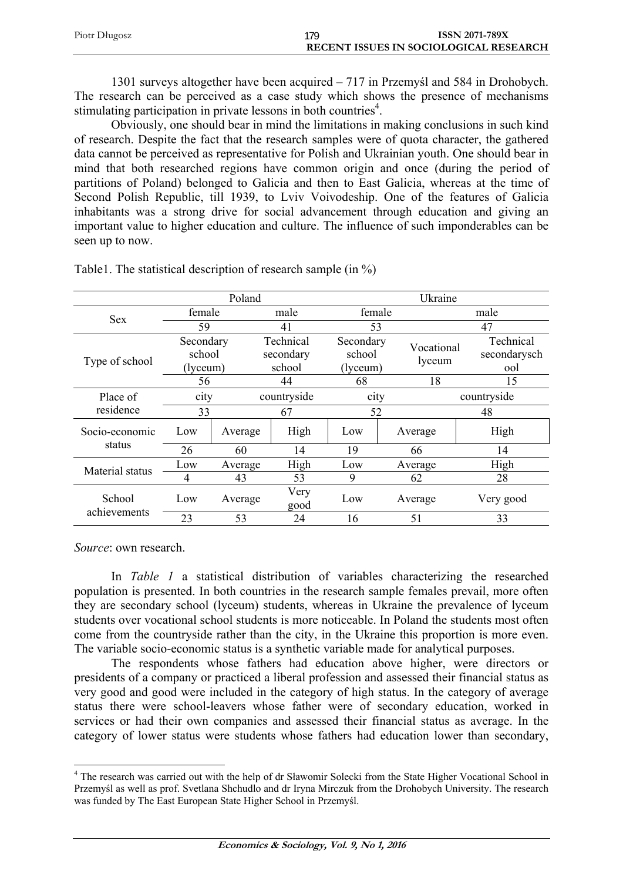1301 surveys altogether have been acquired – 717 in Przemyśl and 584 in Drohobych. The research can be perceived as a case study which shows the presence of mechanisms stimulating participation in private lessons in both countries[4].

Obviously, one should bear in mind the limitations in making conclusions in such kind of research. Despite the fact that the research samples were of quota character, the gathered data cannot be perceived as representative for Polish and Ukrainian youth. One should bear in mind that both researched regions have common origin and once (during the period of partitions of Poland) belonged to Galicia and then to East Galicia, whereas at the time of Second Polish Republic, till 1939, to Lviv Voivodeship. One of the features of Galicia inhabitants was a strong drive for social advancement through education and giving an important value to higher education and culture. The influence of such imponderables can be seen up to now.

Table1. The statistical description of research sample (in %)

| | Poland | | | Ukraine | | |
|---|---|---|---|---|---|---|
| Sex | female | male | | female | | male |
| | 59 | 41 | | 53 | | 47 |
| Type of school | Secondary school (lyceum) | Technical secondary school | | Secondary school (lyceum) | Vocational lyceum | Technical secondarysch ool |
| | 56 | 44 | | 68 | 18 | 15 |
| Place of residence | city | countryside | | city | | countryside |
| | 33 | 67 | | 52 | | 48 |
| Socio-economic status | Low | Average | High | Low | Average | High |
| | 26 | 60 | 14 | 19 | 66 | 14 |
| Material status | Low | Average | High | Low | Average | High |
| | 4 | 43 | 53 | 9 | 62 | 28 |
| School achievements | Low | Average | Very good | Low | Average | Very good |
| | 23 | 53 | 24 | 16 | 51 | 33 |

*Source*: own research.

In *Table 1* a statistical distribution of variables characterizing the researched population is presented. In both countries in the research sample females prevail, more often they are secondary school (lyceum) students, whereas in Ukraine the prevalence of lyceum students over vocational school students is more noticeable. In Poland the students most often come from the countryside rather than the city, in the Ukraine this proportion is more even. The variable socio-economic status is a synthetic variable made for analytical purposes.

The respondents whose fathers had education above higher, were directors or presidents of a company or practiced a liberal profession and assessed their financial status as very good and good were included in the category of high status. In the category of average status there were school-leavers whose father were of secondary education, worked in services or had their own companies and assessed their financial status as average. In the category of lower status were students whose fathers had education lower than secondary,

[4] The research was carried out with the help of dr Sławomir Solecki from the State Higher Vocational School in Przemyśl as well as prof. Svetlana Shchudlo and dr Iryna Mirczuk from the Drohobych University. The research was funded by The East European State Higher School in Przemyśl.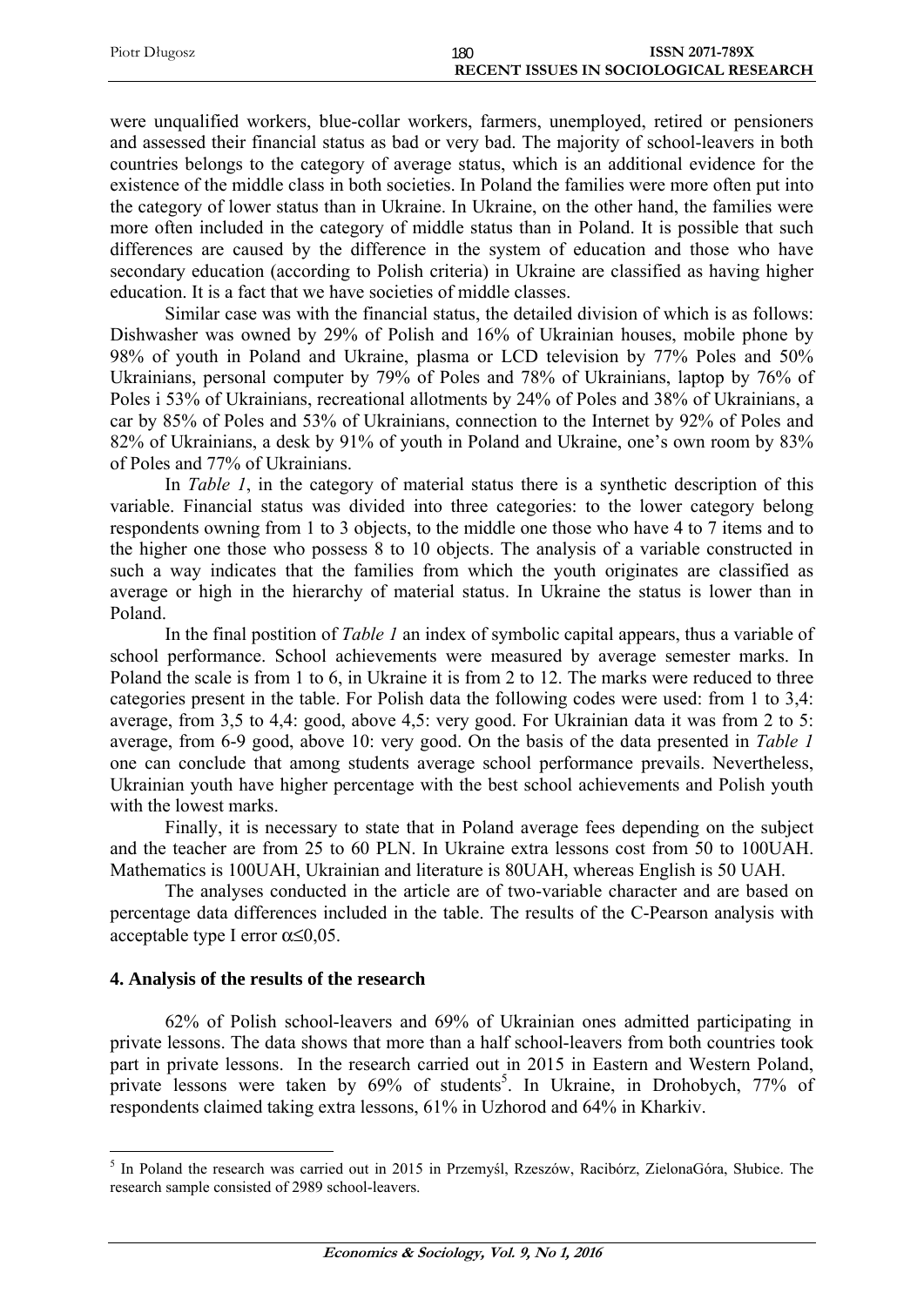were unqualified workers, blue-collar workers, farmers, unemployed, retired or pensioners and assessed their financial status as bad or very bad. The majority of school-leavers in both countries belongs to the category of average status, which is an additional evidence for the existence of the middle class in both societies. In Poland the families were more often put into the category of lower status than in Ukraine. In Ukraine, on the other hand, the families were more often included in the category of middle status than in Poland. It is possible that such differences are caused by the difference in the system of education and those who have secondary education (according to Polish criteria) in Ukraine are classified as having higher education. It is a fact that we have societies of middle classes.

Similar case was with the financial status, the detailed division of which is as follows: Dishwasher was owned by 29% of Polish and 16% of Ukrainian houses, mobile phone by 98% of youth in Poland and Ukraine, plasma or LCD television by 77% Poles and 50% Ukrainians, personal computer by 79% of Poles and 78% of Ukrainians, laptop by 76% of Poles i 53% of Ukrainians, recreational allotments by 24% of Poles and 38% of Ukrainians, a car by 85% of Poles and 53% of Ukrainians, connection to the Internet by 92% of Poles and 82% of Ukrainians, a desk by 91% of youth in Poland and Ukraine, one's own room by 83% of Poles and 77% of Ukrainians.

In *Table 1*, in the category of material status there is a synthetic description of this variable. Financial status was divided into three categories: to the lower category belong respondents owning from 1 to 3 objects, to the middle one those who have 4 to 7 items and to the higher one those who possess 8 to 10 objects. The analysis of a variable constructed in such a way indicates that the families from which the youth originates are classified as average or high in the hierarchy of material status. In Ukraine the status is lower than in Poland.

In the final postition of *Table 1* an index of symbolic capital appears, thus a variable of school performance. School achievements were measured by average semester marks. In Poland the scale is from 1 to 6, in Ukraine it is from 2 to 12. The marks were reduced to three categories present in the table. For Polish data the following codes were used: from 1 to 3,4: average, from 3,5 to 4,4: good, above 4,5: very good. For Ukrainian data it was from 2 to 5: average, from 6-9 good, above 10: very good. On the basis of the data presented in *Table 1* one can conclude that among students average school performance prevails. Nevertheless, Ukrainian youth have higher percentage with the best school achievements and Polish youth with the lowest marks.

Finally, it is necessary to state that in Poland average fees depending on the subject and the teacher are from 25 to 60 PLN. In Ukraine extra lessons cost from 50 to 100UAH. Mathematics is 100UAH, Ukrainian and literature is 80UAH, whereas English is 50 UAH.

The analyses conducted in the article are of two-variable character and are based on percentage data differences included in the table. The results of the C-Pearson analysis with acceptable type I error $\alpha \leq 0{,}05$.

## 4. Analysis of the results of the research

62% of Polish school-leavers and 69% of Ukrainian ones admitted participating in private lessons. The data shows that more than a half school-leavers from both countries took part in private lessons. In the research carried out in 2015 in Eastern and Western Poland, private lessons were taken by 69% of students[5]. In Ukraine, in Drohobych, 77% of respondents claimed taking extra lessons, 61% in Uzhorod and 64% in Kharkiv.

[5] In Poland the research was carried out in 2015 in Przemyśl, Rzeszów, Racibórz, ZielonaGóra, Słubice. The research sample consisted of 2989 school-leavers.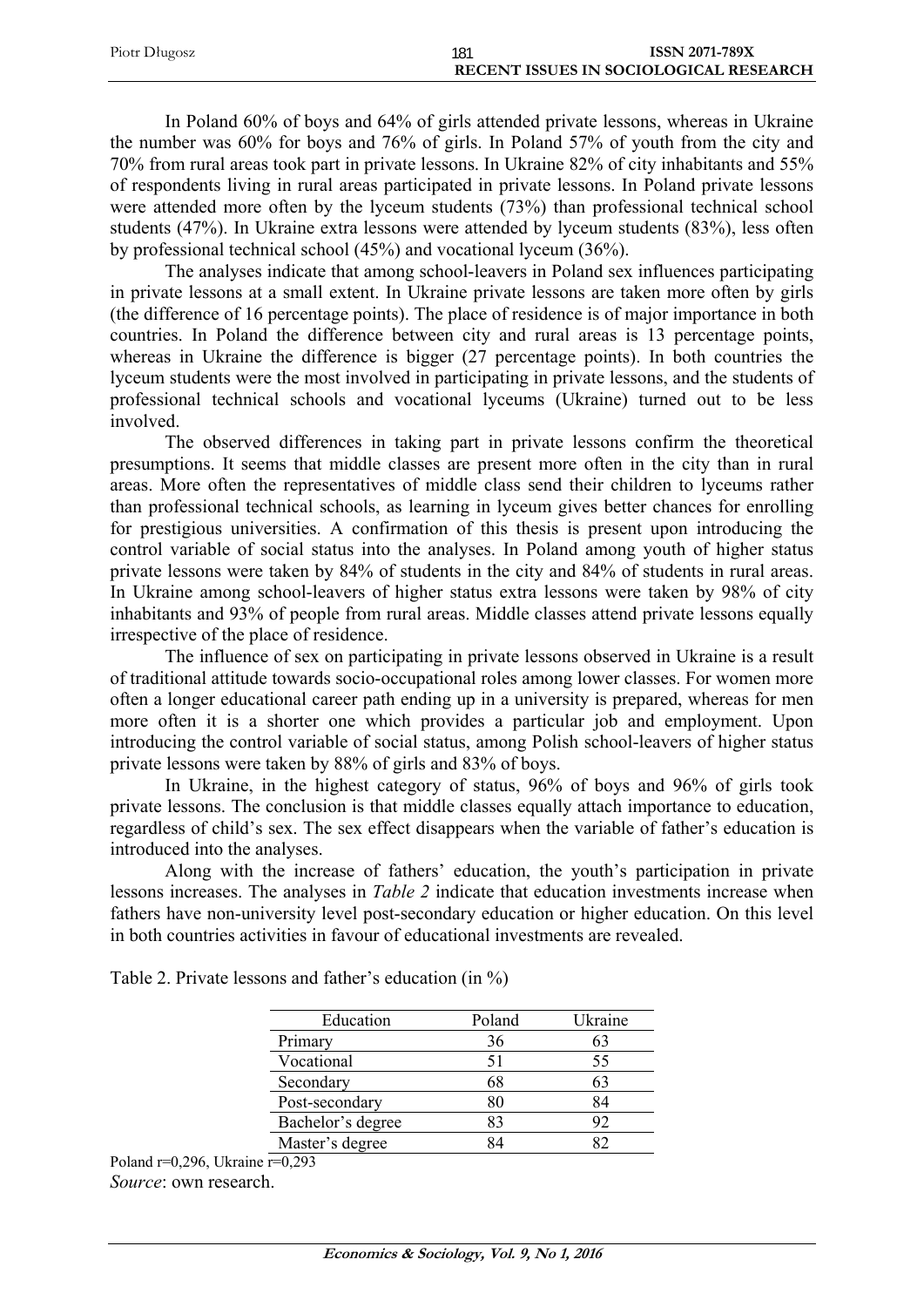In Poland 60% of boys and 64% of girls attended private lessons, whereas in Ukraine the number was 60% for boys and 76% of girls. In Poland 57% of youth from the city and 70% from rural areas took part in private lessons. In Ukraine 82% of city inhabitants and 55% of respondents living in rural areas participated in private lessons. In Poland private lessons were attended more often by the lyceum students (73%) than professional technical school students (47%). In Ukraine extra lessons were attended by lyceum students (83%), less often by professional technical school (45%) and vocational lyceum (36%).

The analyses indicate that among school-leavers in Poland sex influences participating in private lessons at a small extent. In Ukraine private lessons are taken more often by girls (the difference of 16 percentage points). The place of residence is of major importance in both countries. In Poland the difference between city and rural areas is 13 percentage points, whereas in Ukraine the difference is bigger (27 percentage points). In both countries the lyceum students were the most involved in participating in private lessons, and the students of professional technical schools and vocational lyceums (Ukraine) turned out to be less involved.

The observed differences in taking part in private lessons confirm the theoretical presumptions. It seems that middle classes are present more often in the city than in rural areas. More often the representatives of middle class send their children to lyceums rather than professional technical schools, as learning in lyceum gives better chances for enrolling for prestigious universities. A confirmation of this thesis is present upon introducing the control variable of social status into the analyses. In Poland among youth of higher status private lessons were taken by 84% of students in the city and 84% of students in rural areas. In Ukraine among school-leavers of higher status extra lessons were taken by 98% of city inhabitants and 93% of people from rural areas. Middle classes attend private lessons equally irrespective of the place of residence.

The influence of sex on participating in private lessons observed in Ukraine is a result of traditional attitude towards socio-occupational roles among lower classes. For women more often a longer educational career path ending up in a university is prepared, whereas for men more often it is a shorter one which provides a particular job and employment. Upon introducing the control variable of social status, among Polish school-leavers of higher status private lessons were taken by 88% of girls and 83% of boys.

In Ukraine, in the highest category of status, 96% of boys and 96% of girls took private lessons. The conclusion is that middle classes equally attach importance to education, regardless of child's sex. The sex effect disappears when the variable of father's education is introduced into the analyses.

Along with the increase of fathers' education, the youth's participation in private lessons increases. The analyses in *Table 2* indicate that education investments increase when fathers have non-university level post-secondary education or higher education. On this level in both countries activities in favour of educational investments are revealed.

Table 2. Private lessons and father's education (in %)

| Education | Poland | Ukraine |
|---|---|---|
| Primary | 36 | 63 |
| Vocational | 51 | 55 |
| Secondary | 68 | 63 |
| Post-secondary | 80 | 84 |
| Bachelor's degree | 83 | 92 |
| Master's degree | 84 | 82 |

Poland r=0,296, Ukraine r=0,293

*Source*: own research.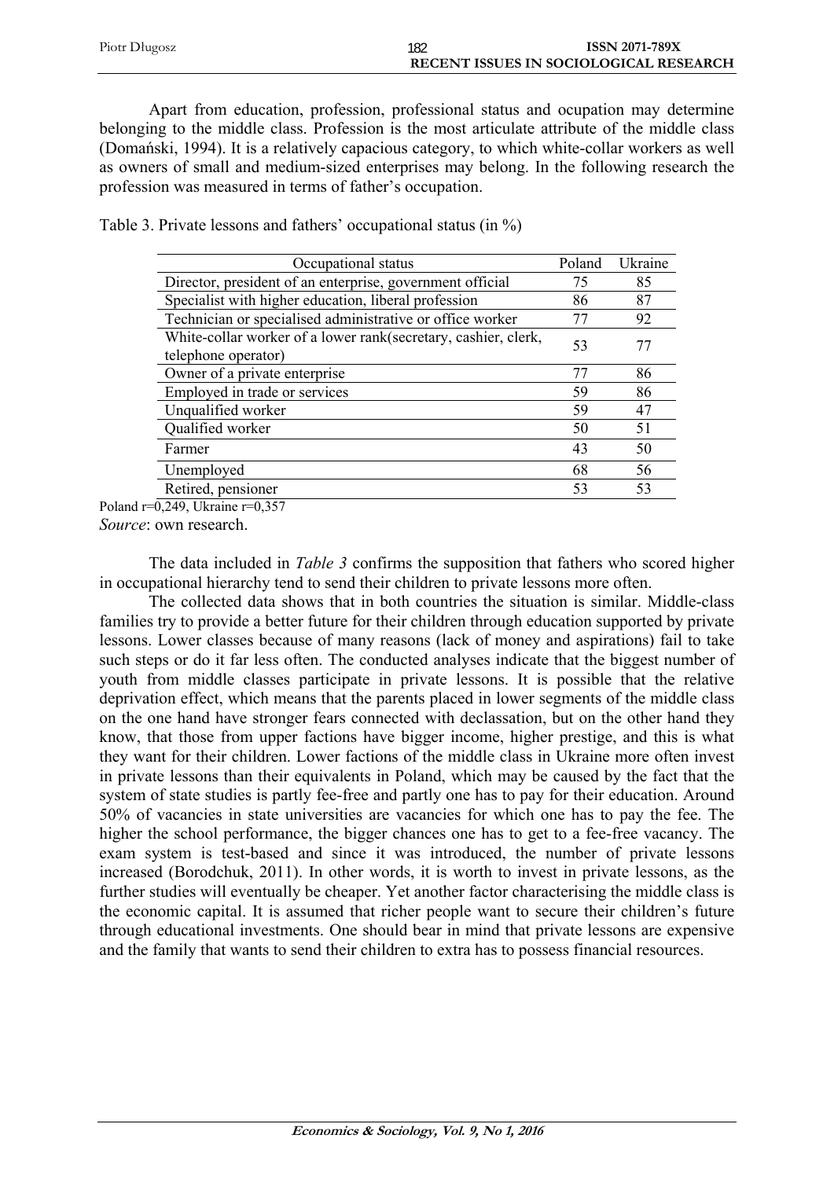Apart from education, profession, professional status and ocupation may determine belonging to the middle class. Profession is the most articulate attribute of the middle class (Domański, 1994). It is a relatively capacious category, to which white-collar workers as well as owners of small and medium-sized enterprises may belong. In the following research the profession was measured in terms of father's occupation.

Table 3. Private lessons and fathers' occupational status (in %)

| Occupational status | Poland | Ukraine |
|---|---|---|
| Director, president of an enterprise, government official | 75 | 85 |
| Specialist with higher education, liberal profession | 86 | 87 |
| Technician or specialised administrative or office worker | 77 | 92 |
| White-collar worker of a lower rank(secretary, cashier, clerk, telephone operator) | 53 | 77 |
| Owner of a private enterprise | 77 | 86 |
| Employed in trade or services | 59 | 86 |
| Unqualified worker | 59 | 47 |
| Qualified worker | 50 | 51 |
| Farmer | 43 | 50 |
| Unemployed | 68 | 56 |
| Retired, pensioner | 53 | 53 |

Poland r=0,249, Ukraine r=0,357

*Source*: own research.

The data included in *Table 3* confirms the supposition that fathers who scored higher in occupational hierarchy tend to send their children to private lessons more often.

The collected data shows that in both countries the situation is similar. Middle-class families try to provide a better future for their children through education supported by private lessons. Lower classes because of many reasons (lack of money and aspirations) fail to take such steps or do it far less often. The conducted analyses indicate that the biggest number of youth from middle classes participate in private lessons. It is possible that the relative deprivation effect, which means that the parents placed in lower segments of the middle class on the one hand have stronger fears connected with declassation, but on the other hand they know, that those from upper factions have bigger income, higher prestige, and this is what they want for their children. Lower factions of the middle class in Ukraine more often invest in private lessons than their equivalents in Poland, which may be caused by the fact that the system of state studies is partly fee-free and partly one has to pay for their education. Around 50% of vacancies in state universities are vacancies for which one has to pay the fee. The higher the school performance, the bigger chances one has to get to a fee-free vacancy. The exam system is test-based and since it was introduced, the number of private lessons increased (Borodchuk, 2011). In other words, it is worth to invest in private lessons, as the further studies will eventually be cheaper. Yet another factor characterising the middle class is the economic capital. It is assumed that richer people want to secure their children's future through educational investments. One should bear in mind that private lessons are expensive and the family that wants to send their children to extra has to possess financial resources.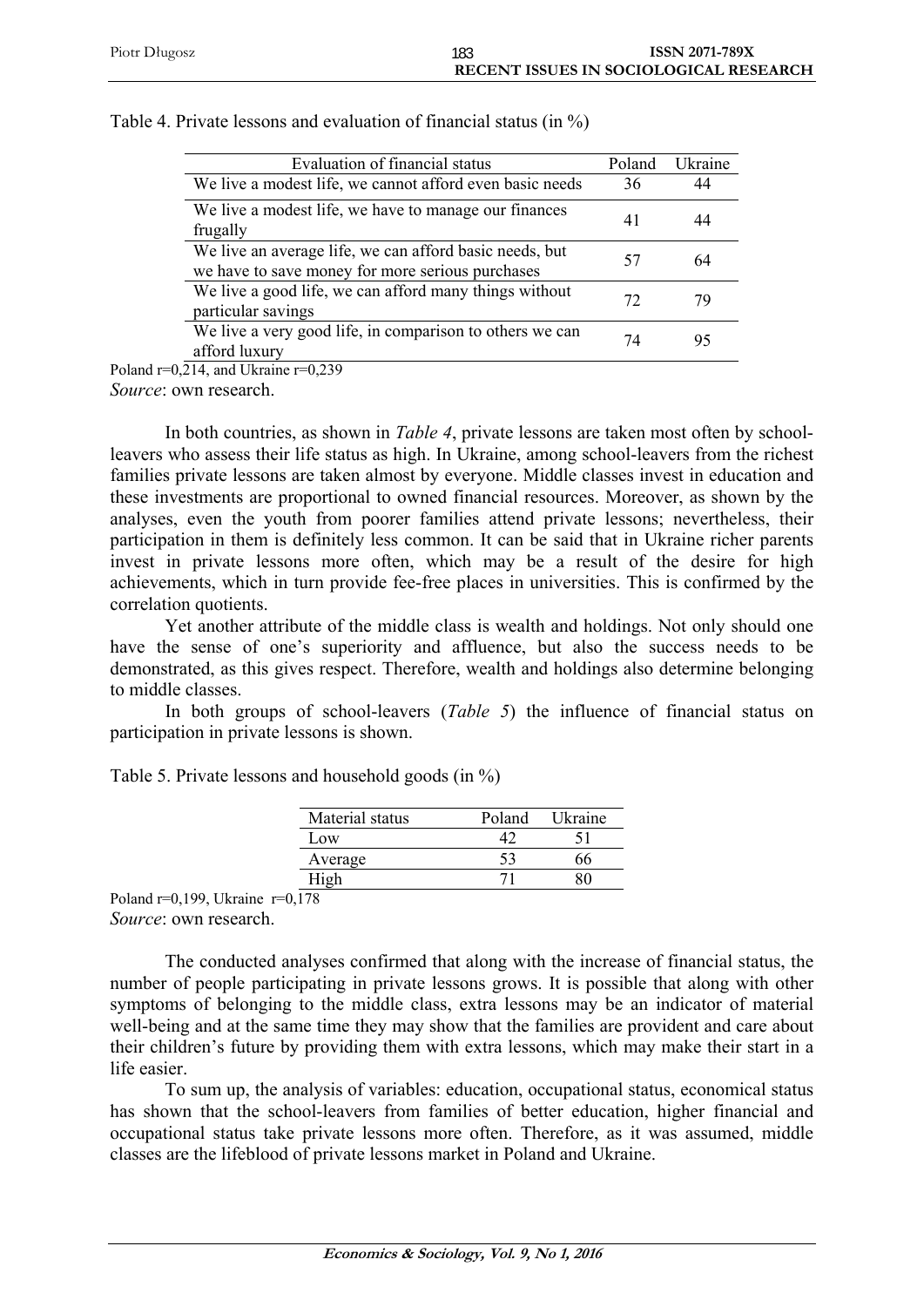Table 4. Private lessons and evaluation of financial status (in %)

| Evaluation of financial status | Poland | Ukraine |
|---|---|---|
| We live a modest life, we cannot afford even basic needs | 36 | 44 |
| We live a modest life, we have to manage our finances frugally | 41 | 44 |
| We live an average life, we can afford basic needs, but we have to save money for more serious purchases | 57 | 64 |
| We live a good life, we can afford many things without particular savings | 72 | 79 |
| We live a very good life, in comparison to others we can afford luxury | 74 | 95 |

Poland r=0,214, and Ukraine r=0,239

*Source*: own research.

In both countries, as shown in *Table 4*, private lessons are taken most often by school-leavers who assess their life status as high. In Ukraine, among school-leavers from the richest families private lessons are taken almost by everyone. Middle classes invest in education and these investments are proportional to owned financial resources. Moreover, as shown by the analyses, even the youth from poorer families attend private lessons; nevertheless, their participation in them is definitely less common. It can be said that in Ukraine richer parents invest in private lessons more often, which may be a result of the desire for high achievements, which in turn provide fee-free places in universities. This is confirmed by the correlation quotients.

Yet another attribute of the middle class is wealth and holdings. Not only should one have the sense of one's superiority and affluence, but also the success needs to be demonstrated, as this gives respect. Therefore, wealth and holdings also determine belonging to middle classes.

In both groups of school-leavers (*Table 5*) the influence of financial status on participation in private lessons is shown.

Table 5. Private lessons and household goods (in %)

| Material status | Poland | Ukraine |
|---|---|---|
| Low | 42 | 51 |
| Average | 53 | 66 |
| High | 71 | 80 |

Poland r=0,199, Ukraine r=0,178

*Source*: own research.

The conducted analyses confirmed that along with the increase of financial status, the number of people participating in private lessons grows. It is possible that along with other symptoms of belonging to the middle class, extra lessons may be an indicator of material well-being and at the same time they may show that the families are provident and care about their children's future by providing them with extra lessons, which may make their start in a life easier.

To sum up, the analysis of variables: education, occupational status, economical status has shown that the school-leavers from families of better education, higher financial and occupational status take private lessons more often. Therefore, as it was assumed, middle classes are the lifeblood of private lessons market in Poland and Ukraine.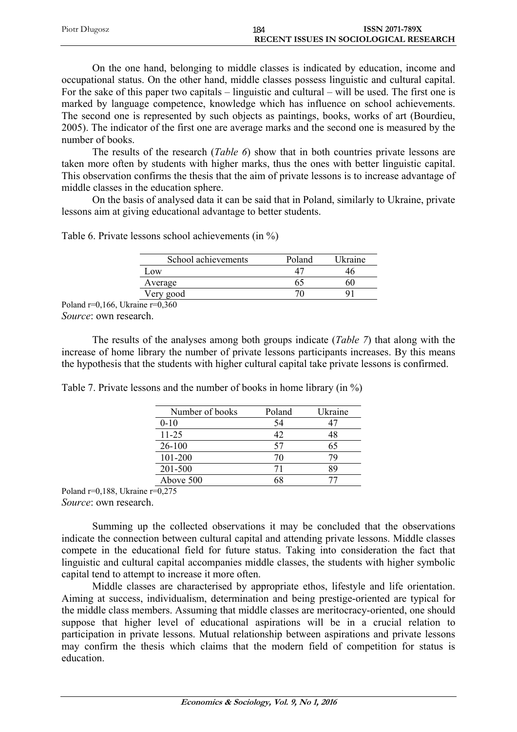On the one hand, belonging to middle classes is indicated by education, income and occupational status. On the other hand, middle classes possess linguistic and cultural capital. For the sake of this paper two capitals – linguistic and cultural – will be used. The first one is marked by language competence, knowledge which has influence on school achievements. The second one is represented by such objects as paintings, books, works of art (Bourdieu, 2005). The indicator of the first one are average marks and the second one is measured by the number of books.

The results of the research (*Table 6*) show that in both countries private lessons are taken more often by students with higher marks, thus the ones with better linguistic capital. This observation confirms the thesis that the aim of private lessons is to increase advantage of middle classes in the education sphere.

On the basis of analysed data it can be said that in Poland, similarly to Ukraine, private lessons aim at giving educational advantage to better students.

Table 6. Private lessons school achievements (in %)

| School achievements | Poland | Ukraine |
|---|---|---|
| Low | 47 | 46 |
| Average | 65 | 60 |
| Very good | 70 | 91 |

Poland r=0,166, Ukraine r=0,360

*Source*: own research.

The results of the analyses among both groups indicate (*Table 7*) that along with the increase of home library the number of private lessons participants increases. By this means the hypothesis that the students with higher cultural capital take private lessons is confirmed.

Table 7. Private lessons and the number of books in home library (in %)

| Number of books | Poland | Ukraine |
|---|---|---|
| 0-10 | 54 | 47 |
| 11-25 | 42 | 48 |
| 26-100 | 57 | 65 |
| 101-200 | 70 | 79 |
| 201-500 | 71 | 89 |
| Above 500 | 68 | 77 |

Poland r=0,188, Ukraine r=0,275

*Source*: own research.

Summing up the collected observations it may be concluded that the observations indicate the connection between cultural capital and attending private lessons. Middle classes compete in the educational field for future status. Taking into consideration the fact that linguistic and cultural capital accompanies middle classes, the students with higher symbolic capital tend to attempt to increase it more often.

Middle classes are characterised by appropriate ethos, lifestyle and life orientation. Aiming at success, individualism, determination and being prestige-oriented are typical for the middle class members. Assuming that middle classes are meritocracy-oriented, one should suppose that higher level of educational aspirations will be in a crucial relation to participation in private lessons. Mutual relationship between aspirations and private lessons may confirm the thesis which claims that the modern field of competition for status is education.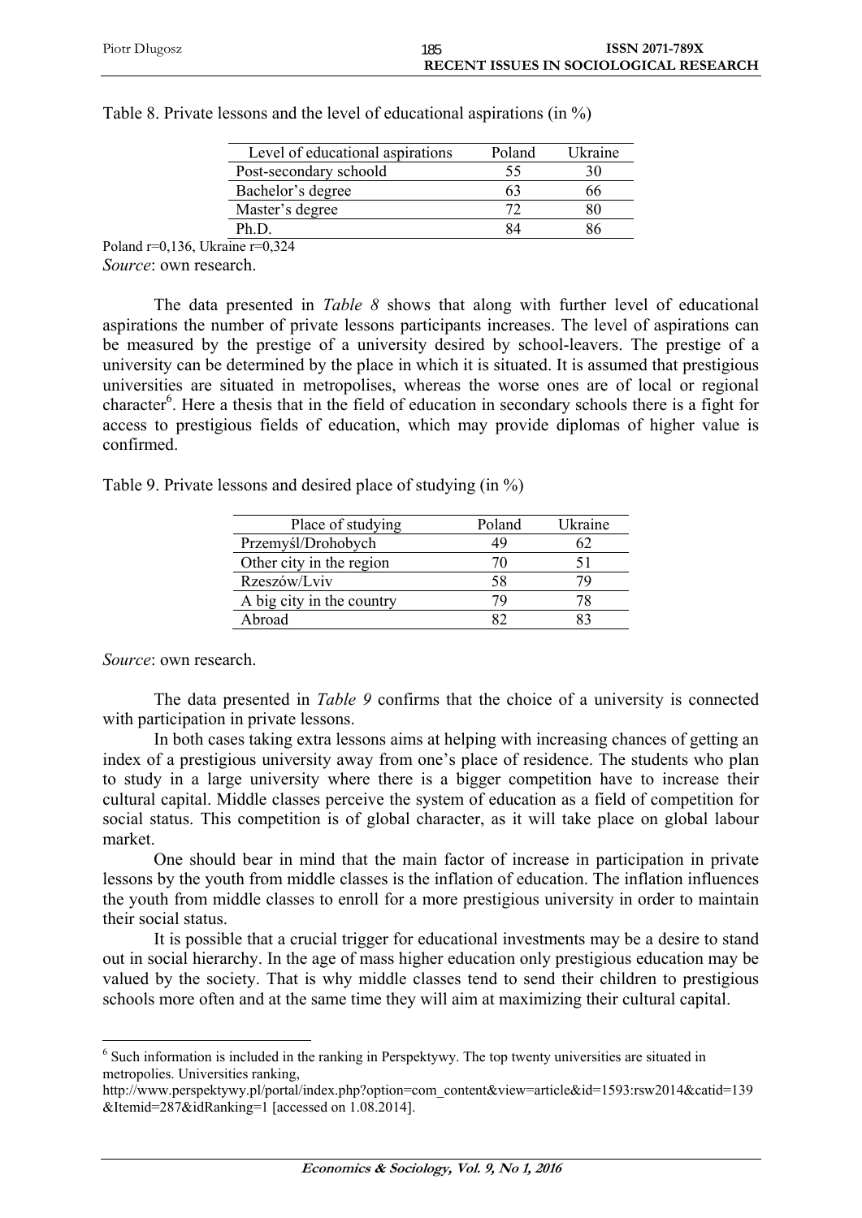Table 8. Private lessons and the level of educational aspirations (in %)

| Level of educational aspirations | Poland | Ukraine |
|---|---|---|
| Post-secondary schoold | 55 | 30 |
| Bachelor's degree | 63 | 66 |
| Master's degree | 72 | 80 |
| Ph.D. | 84 | 86 |

Poland r=0,136, Ukraine r=0,324

*Source*: own research.

The data presented in *Table 8* shows that along with further level of educational aspirations the number of private lessons participants increases. The level of aspirations can be measured by the prestige of a university desired by school-leavers. The prestige of a university can be determined by the place in which it is situated. It is assumed that prestigious universities are situated in metropolises, whereas the worse ones are of local or regional character[6]. Here a thesis that in the field of education in secondary schools there is a fight for access to prestigious fields of education, which may provide diplomas of higher value is confirmed.

Table 9. Private lessons and desired place of studying (in %)

| Place of studying | Poland | Ukraine |
|---|---|---|
| Przemyśl/Drohobych | 49 | 62 |
| Other city in the region | 70 | 51 |
| Rzeszów/Lviv | 58 | 79 |
| A big city in the country | 79 | 78 |
| Abroad | 82 | 83 |

*Source*: own research.

The data presented in *Table 9* confirms that the choice of a university is connected with participation in private lessons.

In both cases taking extra lessons aims at helping with increasing chances of getting an index of a prestigious university away from one's place of residence. The students who plan to study in a large university where there is a bigger competition have to increase their cultural capital. Middle classes perceive the system of education as a field of competition for social status. This competition is of global character, as it will take place on global labour market.

One should bear in mind that the main factor of increase in participation in private lessons by the youth from middle classes is the inflation of education. The inflation influences the youth from middle classes to enroll for a more prestigious university in order to maintain their social status.

It is possible that a crucial trigger for educational investments may be a desire to stand out in social hierarchy. In the age of mass higher education only prestigious education may be valued by the society. That is why middle classes tend to send their children to prestigious schools more often and at the same time they will aim at maximizing their cultural capital.

---

[6] Such information is included in the ranking in Perspektywy. The top twenty universities are situated in metropolies. Universities ranking, http://www.perspektywy.pl/portal/index.php?option=com_content&view=article&id=1593:rsw2014&catid=139&Itemid=287&idRanking=1 [accessed on 1.08.2014].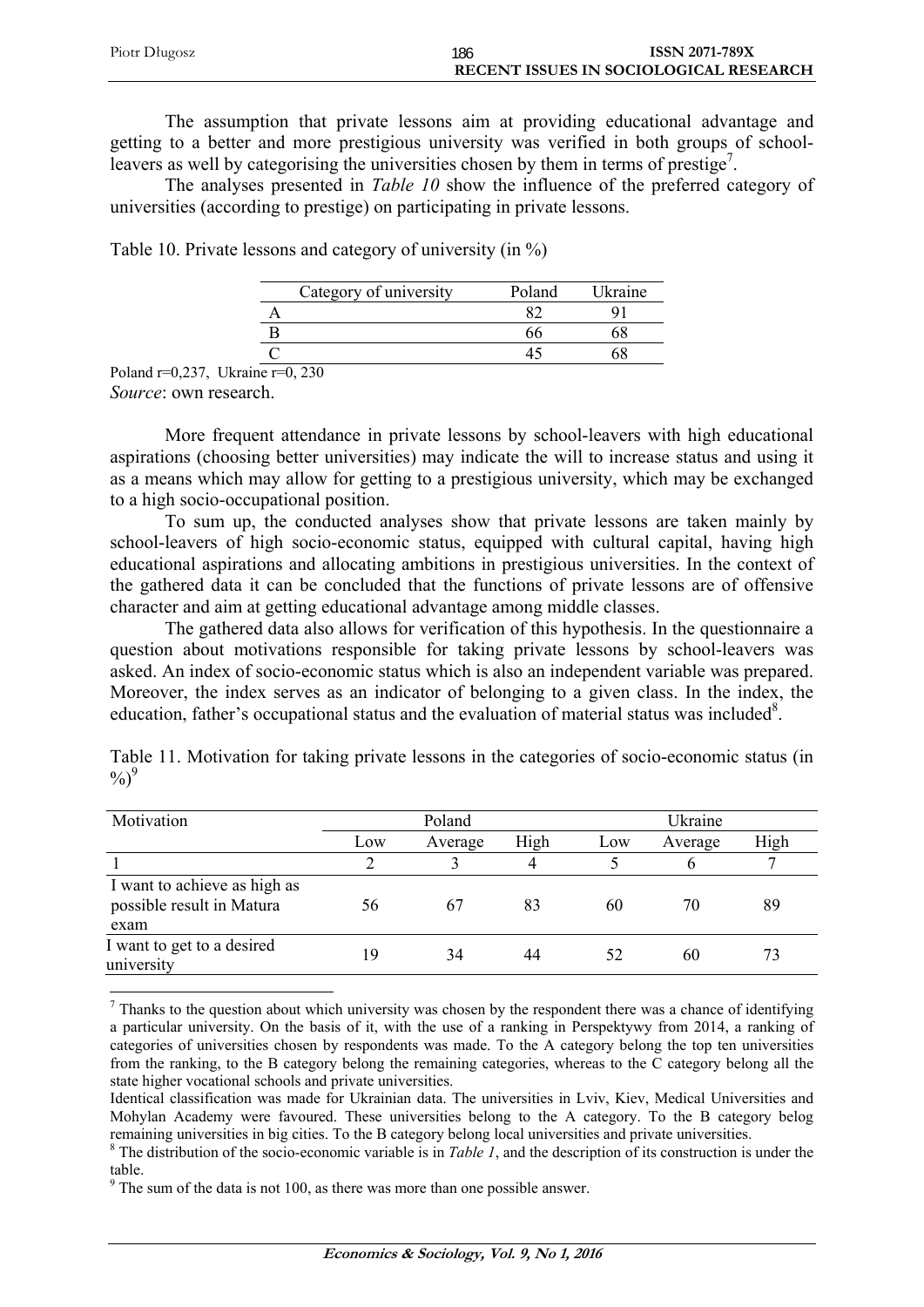The assumption that private lessons aim at providing educational advantage and getting to a better and more prestigious university was verified in both groups of school-leavers as well by categorising the universities chosen by them in terms of prestige[7].

The analyses presented in *Table 10* show the influence of the preferred category of universities (according to prestige) on participating in private lessons.

Table 10. Private lessons and category of university (in %)

| Category of university | Poland | Ukraine |
|---|---|---|
| A | 82 | 91 |
| B | 66 | 68 |
| C | 45 | 68 |

Poland r=0,237, Ukraine r=0, 230

*Source*: own research.

More frequent attendance in private lessons by school-leavers with high educational aspirations (choosing better universities) may indicate the will to increase status and using it as a means which may allow for getting to a prestigious university, which may be exchanged to a high socio-occupational position.

To sum up, the conducted analyses show that private lessons are taken mainly by school-leavers of high socio-economic status, equipped with cultural capital, having high educational aspirations and allocating ambitions in prestigious universities. In the context of the gathered data it can be concluded that the functions of private lessons are of offensive character and aim at getting educational advantage among middle classes.

The gathered data also allows for verification of this hypothesis. In the questionnaire a question about motivations responsible for taking private lessons by school-leavers was asked. An index of socio-economic status which is also an independent variable was prepared. Moreover, the index serves as an indicator of belonging to a given class. In the index, the education, father's occupational status and the evaluation of material status was included[8].

Table 11. Motivation for taking private lessons in the categories of socio-economic status (in %)[9]

| Motivation | Poland | | | Ukraine | | |
|---|---|---|---|---|---|---|
| | Low | Average | High | Low | Average | High |
| 1 | 2 | 3 | 4 | 5 | 6 | 7 |
| I want to achieve as high as possible result in Matura exam | 56 | 67 | 83 | 60 | 70 | 89 |
| I want to get to a desired university | 19 | 34 | 44 | 52 | 60 | 73 |

[7] Thanks to the question about which university was chosen by the respondent there was a chance of identifying a particular university. On the basis of it, with the use of a ranking in Perspektywy from 2014, a ranking of categories of universities chosen by respondents was made. To the A category belong the top ten universities from the ranking, to the B category belong the remaining categories, whereas to the C category belong all the state higher vocational schools and private universities.

Identical classification was made for Ukrainian data. The universities in Lviv, Kiev, Medical Universities and Mohylan Academy were favoured. These universities belong to the A category. To the B category belog remaining universities in big cities. To the B category belong local universities and private universities.

[8] The distribution of the socio-economic variable is in *Table 1*, and the description of its construction is under the table.

[9] The sum of the data is not 100, as there was more than one possible answer.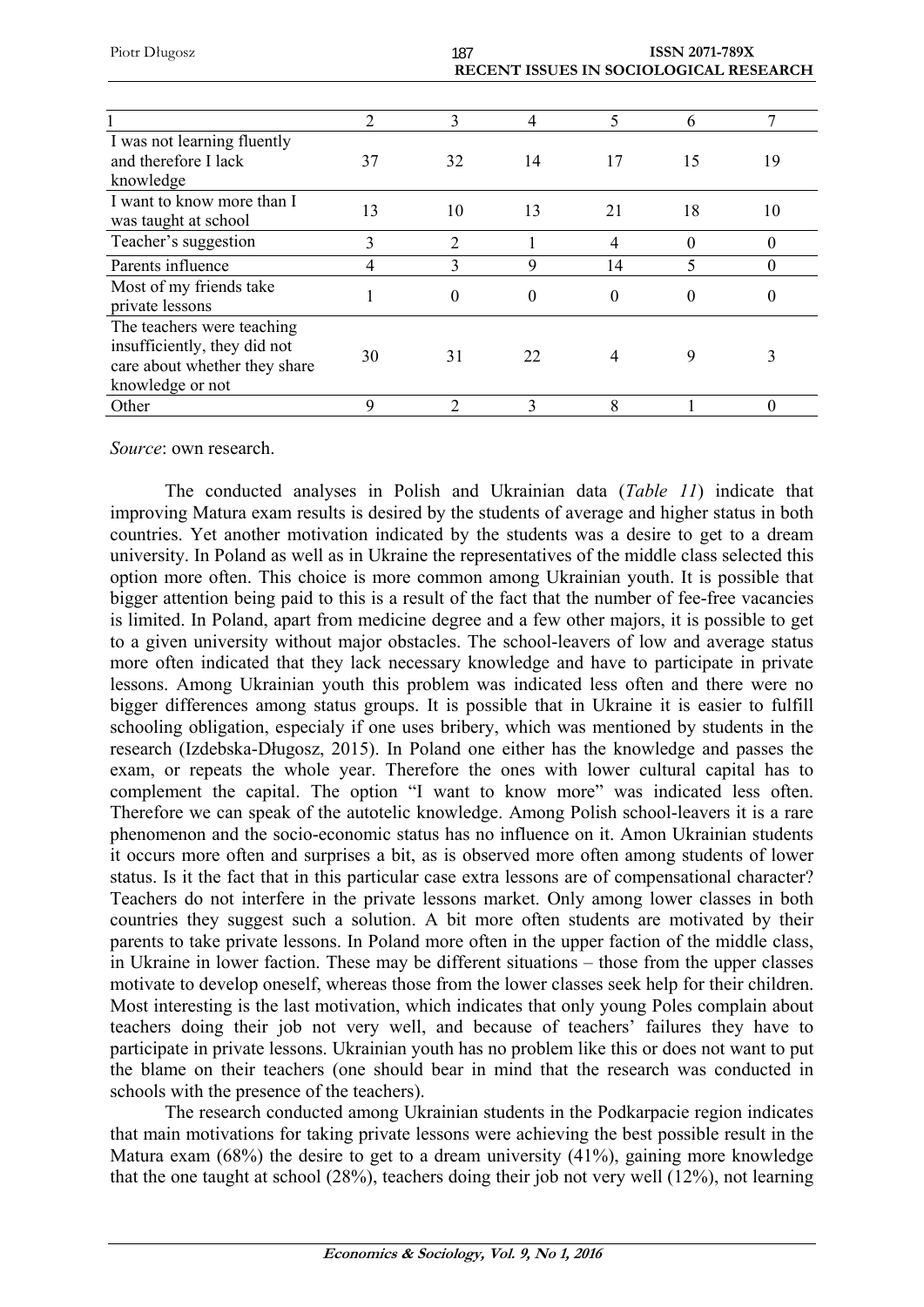| 1 | 2 | 3 | 4 | 5 | 6 | 7 |
|---|---|---|---|---|---|---|
| I was not learning fluently and therefore I lack knowledge | 37 | 32 | 14 | 17 | 15 | 19 |
| I want to know more than I was taught at school | 13 | 10 | 13 | 21 | 18 | 10 |
| Teacher's suggestion | 3 | 2 | 1 | 4 | 0 | 0 |
| Parents influence | 4 | 3 | 9 | 14 | 5 | 0 |
| Most of my friends take private lessons | 1 | 0 | 0 | 0 | 0 | 0 |
| The teachers were teaching insufficiently, they did not care about whether they share knowledge or not | 30 | 31 | 22 | 4 | 9 | 3 |
| Other | 9 | 2 | 3 | 8 | 1 | 0 |

*Source*: own research.

The conducted analyses in Polish and Ukrainian data (*Table 11*) indicate that improving Matura exam results is desired by the students of average and higher status in both countries. Yet another motivation indicated by the students was a desire to get to a dream university. In Poland as well as in Ukraine the representatives of the middle class selected this option more often. This choice is more common among Ukrainian youth. It is possible that bigger attention being paid to this is a result of the fact that the number of fee-free vacancies is limited. In Poland, apart from medicine degree and a few other majors, it is possible to get to a given university without major obstacles. The school-leavers of low and average status more often indicated that they lack necessary knowledge and have to participate in private lessons. Among Ukrainian youth this problem was indicated less often and there were no bigger differences among status groups. It is possible that in Ukraine it is easier to fulfill schooling obligation, especialy if one uses bribery, which was mentioned by students in the research (Izdebska-Długosz, 2015). In Poland one either has the knowledge and passes the exam, or repeats the whole year. Therefore the ones with lower cultural capital has to complement the capital. The option "I want to know more" was indicated less often. Therefore we can speak of the autotelic knowledge. Among Polish school-leavers it is a rare phenomenon and the socio-economic status has no influence on it. Amon Ukrainian students it occurs more often and surprises a bit, as is observed more often among students of lower status. Is it the fact that in this particular case extra lessons are of compensational character? Teachers do not interfere in the private lessons market. Only among lower classes in both countries they suggest such a solution. A bit more often students are motivated by their parents to take private lessons. In Poland more often in the upper faction of the middle class, in Ukraine in lower faction. These may be different situations – those from the upper classes motivate to develop oneself, whereas those from the lower classes seek help for their children. Most interesting is the last motivation, which indicates that only young Poles complain about teachers doing their job not very well, and because of teachers' failures they have to participate in private lessons. Ukrainian youth has no problem like this or does not want to put the blame on their teachers (one should bear in mind that the research was conducted in schools with the presence of the teachers).

The research conducted among Ukrainian students in the Podkarpacie region indicates that main motivations for taking private lessons were achieving the best possible result in the Matura exam (68%) the desire to get to a dream university (41%), gaining more knowledge that the one taught at school (28%), teachers doing their job not very well (12%), not learning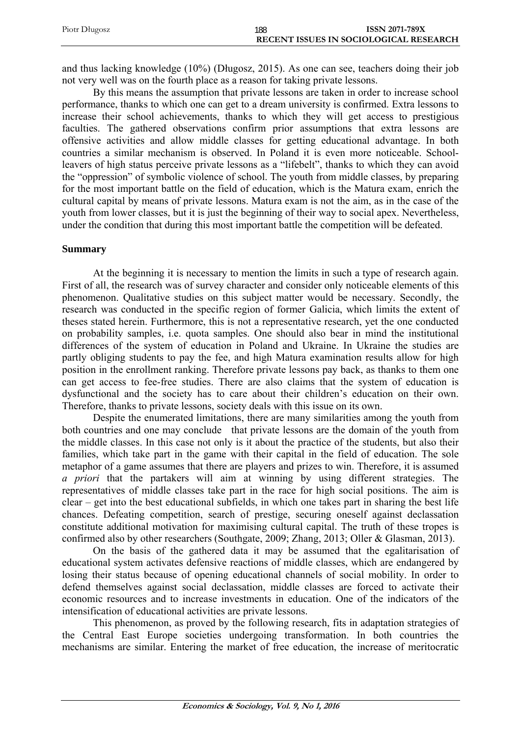and thus lacking knowledge (10%) (Długosz, 2015). As one can see, teachers doing their job not very well was on the fourth place as a reason for taking private lessons.

By this means the assumption that private lessons are taken in order to increase school performance, thanks to which one can get to a dream university is confirmed. Extra lessons to increase their school achievements, thanks to which they will get access to prestigious faculties. The gathered observations confirm prior assumptions that extra lessons are offensive activities and allow middle classes for getting educational advantage. In both countries a similar mechanism is observed. In Poland it is even more noticeable. School-leavers of high status perceive private lessons as a "lifebelt", thanks to which they can avoid the "oppression" of symbolic violence of school. The youth from middle classes, by preparing for the most important battle on the field of education, which is the Matura exam, enrich the cultural capital by means of private lessons. Matura exam is not the aim, as in the case of the youth from lower classes, but it is just the beginning of their way to social apex. Nevertheless, under the condition that during this most important battle the competition will be defeated.

## Summary

At the beginning it is necessary to mention the limits in such a type of research again. First of all, the research was of survey character and consider only noticeable elements of this phenomenon. Qualitative studies on this subject matter would be necessary. Secondly, the research was conducted in the specific region of former Galicia, which limits the extent of theses stated herein. Furthermore, this is not a representative research, yet the one conducted on probability samples, i.e. quota samples. One should also bear in mind the institutional differences of the system of education in Poland and Ukraine. In Ukraine the studies are partly obliging students to pay the fee, and high Matura examination results allow for high position in the enrollment ranking. Therefore private lessons pay back, as thanks to them one can get access to fee-free studies. There are also claims that the system of education is dysfunctional and the society has to care about their children's education on their own. Therefore, thanks to private lessons, society deals with this issue on its own.

Despite the enumerated limitations, there are many similarities among the youth from both countries and one may conclude that private lessons are the domain of the youth from the middle classes. In this case not only is it about the practice of the students, but also their families, which take part in the game with their capital in the field of education. The sole metaphor of a game assumes that there are players and prizes to win. Therefore, it is assumed *a priori* that the partakers will aim at winning by using different strategies. The representatives of middle classes take part in the race for high social positions. The aim is clear – get into the best educational subfields, in which one takes part in sharing the best life chances. Defeating competition, search of prestige, securing oneself against declassation constitute additional motivation for maximising cultural capital. The truth of these tropes is confirmed also by other researchers (Southgate, 2009; Zhang, 2013; Oller & Glasman, 2013).

On the basis of the gathered data it may be assumed that the egalitarisation of educational system activates defensive reactions of middle classes, which are endangered by losing their status because of opening educational channels of social mobility. In order to defend themselves against social declassation, middle classes are forced to activate their economic resources and to increase investments in education. One of the indicators of the intensification of educational activities are private lessons.

This phenomenon, as proved by the following research, fits in adaptation strategies of the Central East Europe societies undergoing transformation. In both countries the mechanisms are similar. Entering the market of free education, the increase of meritocratic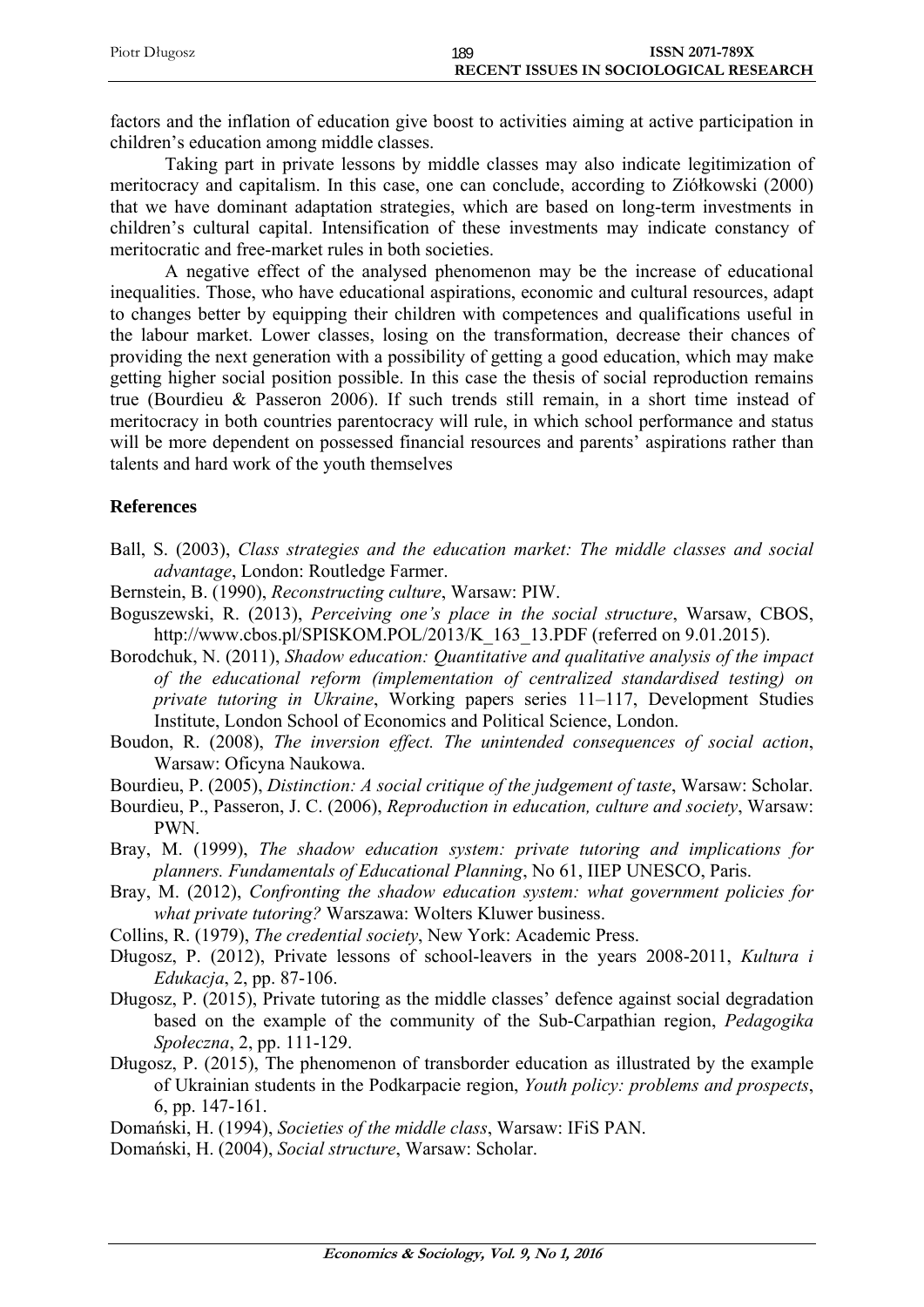factors and the inflation of education give boost to activities aiming at active participation in children's education among middle classes.

Taking part in private lessons by middle classes may also indicate legitimization of meritocracy and capitalism. In this case, one can conclude, according to Ziółkowski (2000) that we have dominant adaptation strategies, which are based on long-term investments in children's cultural capital. Intensification of these investments may indicate constancy of meritocratic and free-market rules in both societies.

A negative effect of the analysed phenomenon may be the increase of educational inequalities. Those, who have educational aspirations, economic and cultural resources, adapt to changes better by equipping their children with competences and qualifications useful in the labour market. Lower classes, losing on the transformation, decrease their chances of providing the next generation with a possibility of getting a good education, which may make getting higher social position possible. In this case the thesis of social reproduction remains true (Bourdieu & Passeron 2006). If such trends still remain, in a short time instead of meritocracy in both countries parentocracy will rule, in which school performance and status will be more dependent on possessed financial resources and parents' aspirations rather than talents and hard work of the youth themselves

## References

Ball, S. (2003), *Class strategies and the education market: The middle classes and social advantage*, London: Routledge Farmer.

Bernstein, B. (1990), *Reconstructing culture*, Warsaw: PIW.

Boguszewski, R. (2013), *Perceiving one's place in the social structure*, Warsaw, CBOS, http://www.cbos.pl/SPISKOM.POL/2013/K_163_13.PDF (referred on 9.01.2015).

Borodchuk, N. (2011), *Shadow education: Quantitative and qualitative analysis of the impact of the educational reform (implementation of centralized standardised testing) on private tutoring in Ukraine*, Working papers series 11–117, Development Studies Institute, London School of Economics and Political Science, London.

Boudon, R. (2008), *The inversion effect. The unintended consequences of social action*, Warsaw: Oficyna Naukowa.

Bourdieu, P. (2005), *Distinction: A social critique of the judgement of taste*, Warsaw: Scholar.

Bourdieu, P., Passeron, J. C. (2006), *Reproduction in education, culture and society*, Warsaw: PWN.

Bray, M. (1999), *The shadow education system: private tutoring and implications for planners. Fundamentals of Educational Planning*, No 61, IIEP UNESCO, Paris.

Bray, M. (2012), *Confronting the shadow education system: what government policies for what private tutoring?* Warszawa: Wolters Kluwer business.

Collins, R. (1979), *The credential society*, New York: Academic Press.

Długosz, P. (2012), Private lessons of school-leavers in the years 2008-2011, *Kultura i Edukacja*, 2, pp. 87-106.

Długosz, P. (2015), Private tutoring as the middle classes' defence against social degradation based on the example of the community of the Sub-Carpathian region, *Pedagogika Społeczna*, 2, pp. 111-129.

Długosz, P. (2015), The phenomenon of transborder education as illustrated by the example of Ukrainian students in the Podkarpacie region, *Youth policy: problems and prospects*, 6, pp. 147-161.

Domański, H. (1994), *Societies of the middle class*, Warsaw: IFiS PAN.

Domański, H. (2004), *Social structure*, Warsaw: Scholar.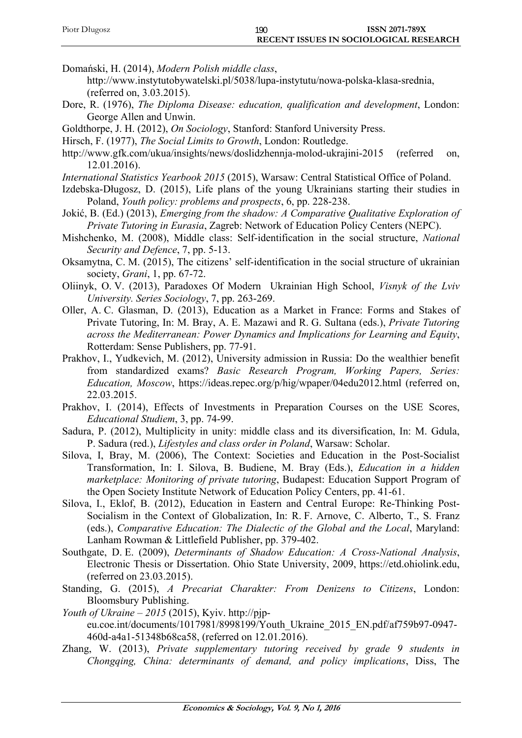Domański, H. (2014), *Modern Polish middle class*, http://www.instytutobywatelski.pl/5038/lupa-instytutu/nowa-polska-klasa-srednia, (referred on, 3.03.2015).

Dore, R. (1976), *The Diploma Disease: education, qualification and development*, London: George Allen and Unwin.

Goldthorpe, J. H. (2012), *On Sociology*, Stanford: Stanford University Press.

Hirsch, F. (1977), *The Social Limits to Growth*, London: Routledge.

http://www.gfk.com/ukua/insights/news/doslidzhennja-molod-ukrajini-2015 (referred on, 12.01.2016).

*International Statistics Yearbook 2015* (2015), Warsaw: Central Statistical Office of Poland.

Izdebska-Długosz, D. (2015), Life plans of the young Ukrainians starting their studies in Poland, *Youth policy: problems and prospects*, 6, pp. 228-238.

Jokić, B. (Ed.) (2013), *Emerging from the shadow: A Comparative Qualitative Exploration of Private Tutoring in Eurasia*, Zagreb: Network of Education Policy Centers (NEPC).

Mishchenko, M. (2008), Middle class: Self-identification in the social structure, *National Security and Defence*, 7, pp. 5-13.

Oksamytna, C. M. (2015), The citizens' self-identification in the social structure of ukrainian society, *Grani*, 1, pp. 67-72.

Oliinyk, O. V. (2013), Paradoxes Of Modern Ukrainian High School, *Visnyk of the Lviv University. Series Sociology*, 7, pp. 263-269.

Oller, A. C. Glasman, D. (2013), Education as a Market in France: Forms and Stakes of Private Tutoring, In: M. Bray, A. E. Mazawi and R. G. Sultana (eds.), *Private Tutoring across the Mediterranean: Power Dynamics and Implications for Learning and Equity*, Rotterdam: Sense Publishers, pp. 77-91.

Prakhov, I., Yudkevich, M. (2012), University admission in Russia: Do the wealthier benefit from standardized exams? *Basic Research Program, Working Papers, Series: Education, Moscow*, https://ideas.repec.org/p/hig/wpaper/04edu2012.html (referred on, 22.03.2015.

Prakhov, I. (2014), Effects of Investments in Preparation Courses on the USE Scores, *Educational Studiem*, 3, pp. 74-99.

Sadura, P. (2012), Multiplicity in unity: middle class and its diversification, In: M. Gdula, P. Sadura (red.), *Lifestyles and class order in Poland*, Warsaw: Scholar.

Silova, I, Bray, M. (2006), The Context: Societies and Education in the Post-Socialist Transformation, In: I. Silova, B. Budiene, M. Bray (Eds.), *Education in a hidden marketplace: Monitoring of private tutoring*, Budapest: Education Support Program of the Open Society Institute Network of Education Policy Centers, pp. 41-61.

Silova, I., Eklof, B. (2012), Education in Eastern and Central Europe: Re-Thinking Post-Socialism in the Context of Globalization, In: R. F. Arnove, C. Alberto, T., S. Franz (eds.), *Comparative Education: The Dialectic of the Global and the Local*, Maryland: Lanham Rowman & Littlefield Publisher, pp. 379-402.

Southgate, D. E. (2009), *Determinants of Shadow Education: A Cross-National Analysis*, Electronic Thesis or Dissertation. Ohio State University, 2009, https://etd.ohiolink.edu, (referred on 23.03.2015).

Standing, G. (2015), *A Precariat Charakter: From Denizens to Citizens*, London: Bloomsbury Publishing.

*Youth of Ukraine – 2015* (2015), Kyiv. http://pjp-eu.coe.int/documents/1017981/8998199/Youth_Ukraine_2015_EN.pdf/af759b97-0947-460d-a4a1-51348b68ca58, (referred on 12.01.2016).

Zhang, W. (2013), *Private supplementary tutoring received by grade 9 students in Chongqing, China: determinants of demand, and policy implications*, Diss, The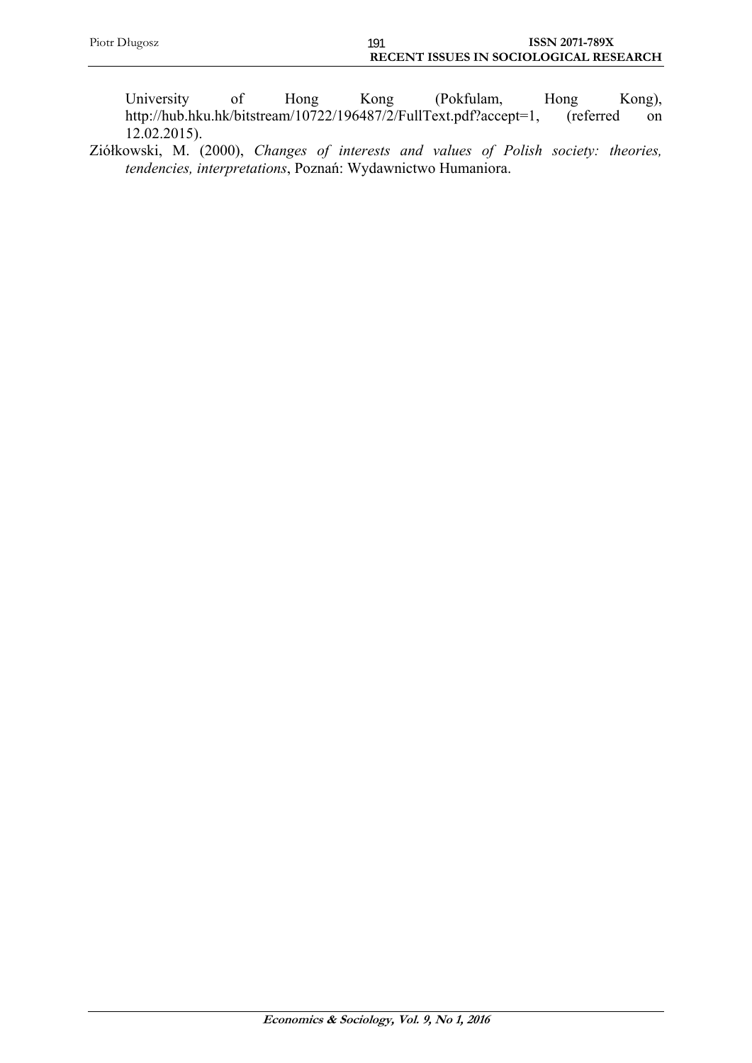University of Hong Kong (Pokfulam, Hong Kong), http://hub.hku.hk/bitstream/10722/196487/2/FullText.pdf?accept=1, (referred on 12.02.2015).

Ziółkowski, M. (2000), *Changes of interests and values of Polish society: theories, tendencies, interpretations*, Poznań: Wydawnictwo Humaniora.